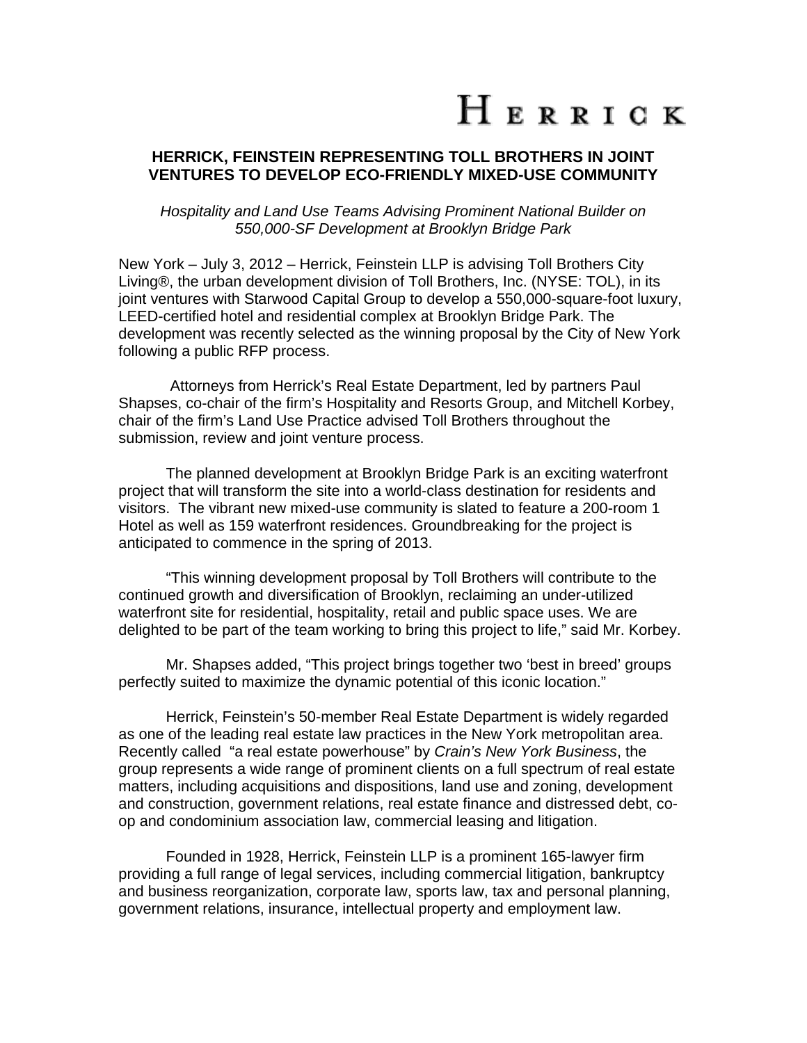HERRICK

# HERRICK, FEINSTEIN REPRESENTING TOLL BROTHERS IN JOINT VENTURES TO DEVELOP ECO-FRIENDLY MIXED-USE COMMUNITY

*Hospitality and Land Use Teams Advising Prominent National Builder on 550,000-SF Development at Brooklyn Bridge Park*

New York – July 3, 2012 – Herrick, Feinstein LLP is advising Toll Brothers City Living®, the urban development division of Toll Brothers, Inc. (NYSE: TOL), in its joint ventures with Starwood Capital Group to develop a 550,000-square-foot luxury, LEED-certified hotel and residential complex at Brooklyn Bridge Park. The development was recently selected as the winning proposal by the City of New York following a public RFP process.

Attorneys from Herrick's Real Estate Department, led by partners Paul Shapses, co-chair of the firm's Hospitality and Resorts Group, and Mitchell Korbey, chair of the firm's Land Use Practice advised Toll Brothers throughout the submission, review and joint venture process.

The planned development at Brooklyn Bridge Park is an exciting waterfront project that will transform the site into a world-class destination for residents and visitors. The vibrant new mixed-use community is slated to feature a 200-room 1 Hotel as well as 159 waterfront residences. Groundbreaking for the project is anticipated to commence in the spring of 2013.

"This winning development proposal by Toll Brothers will contribute to the continued growth and diversification of Brooklyn, reclaiming an under-utilized waterfront site for residential, hospitality, retail and public space uses. We are delighted to be part of the team working to bring this project to life," said Mr. Korbey.

Mr. Shapses added, "This project brings together two 'best in breed' groups perfectly suited to maximize the dynamic potential of this iconic location."

Herrick, Feinstein's 50-member Real Estate Department is widely regarded as one of the leading real estate law practices in the New York metropolitan area. Recently called "a real estate powerhouse" by *Crain's New York Business*, the group represents a wide range of prominent clients on a full spectrum of real estate matters, including acquisitions and dispositions, land use and zoning, development and construction, government relations, real estate finance and distressed debt, co-op and condominium association law, commercial leasing and litigation.

Founded in 1928, Herrick, Feinstein LLP is a prominent 165-lawyer firm providing a full range of legal services, including commercial litigation, bankruptcy and business reorganization, corporate law, sports law, tax and personal planning, government relations, insurance, intellectual property and employment law.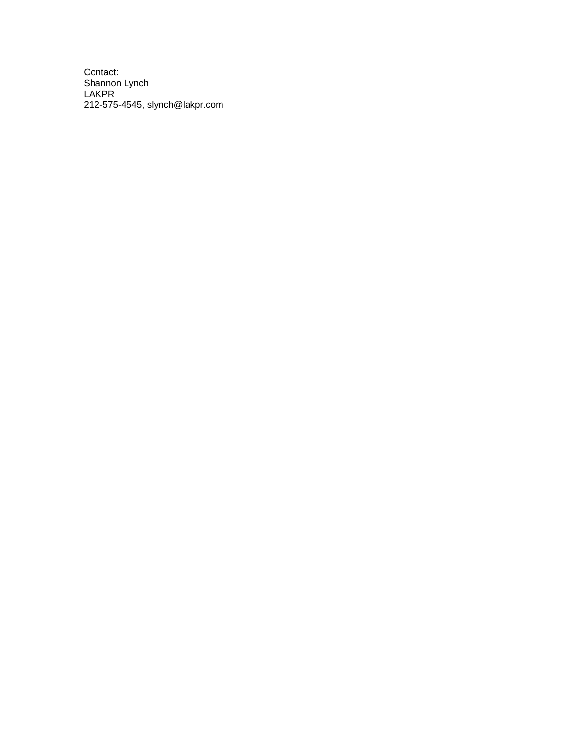Contact:
Shannon Lynch
LAKPR
212-575-4545, slynch@lakpr.com